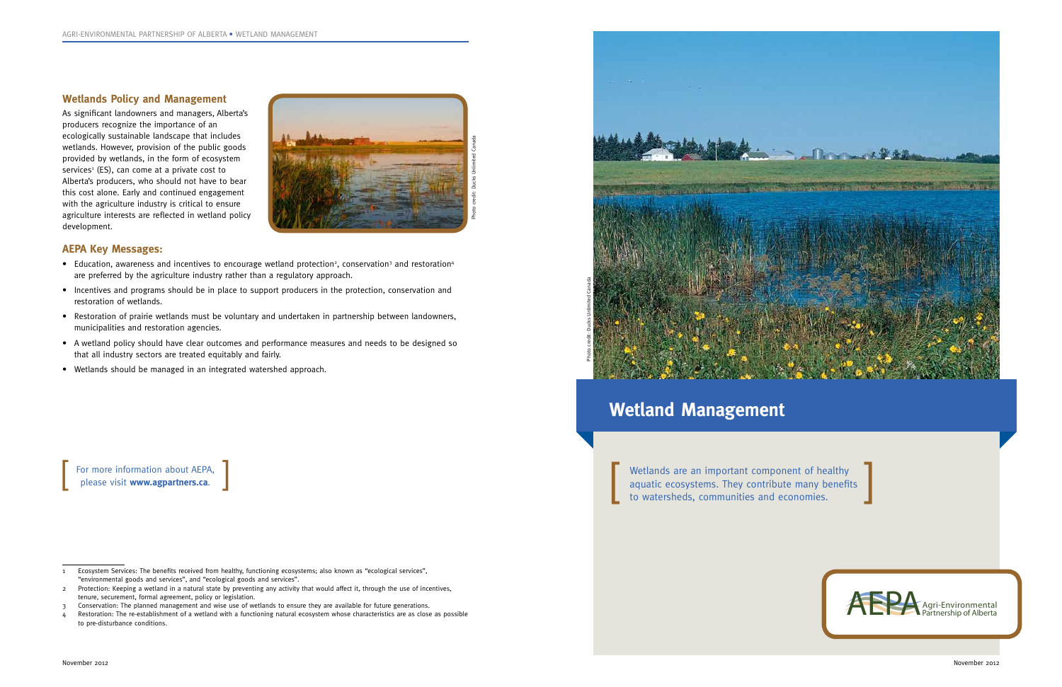## Wetlands Policy and Management

As significant landowners and managers, Alberta's producers recognize the importance of an ecologically sustainable landscape that includes wetlands. However, provision of the public goods provided by wetlands, in the form of ecosystem services[1] (ES), can come at a private cost to Alberta's producers, who should not have to bear this cost alone. Early and continued engagement with the agriculture industry is critical to ensure agriculture interests are reflected in wetland policy development.

Photo credit: Ducks Unlimited Canada

## AEPA Key Messages:

- Education, awareness and incentives to encourage wetland protection[2], conservation[3] and restoration[4] are preferred by the agriculture industry rather than a regulatory approach.
- Incentives and programs should be in place to support producers in the protection, conservation and restoration of wetlands.
- Restoration of prairie wetlands must be voluntary and undertaken in partnership between landowners, municipalities and restoration agencies.
- A wetland policy should have clear outcomes and performance measures and needs to be designed so that all industry sectors are treated equitably and fairly.
- Wetlands should be managed in an integrated watershed approach.

[ For more information about AEPA, please visit **www.agpartners.ca**. ]

1 Ecosystem Services: The benefits received from healthy, functioning ecosystems; also known as "ecological services", "environmental goods and services", and "ecological goods and services".

2 Protection: Keeping a wetland in a natural state by preventing any activity that would affect it, through the use of incentives, tenure, securement, formal agreement, policy or legislation.

3 Conservation: The planned management and wise use of wetlands to ensure they are available for future generations.

4 Restoration: The re-establishment of a wetland with a functioning natural ecosystem whose characteristics are as close as possible to pre-disturbance conditions.

November 2012

Photo credit: Ducks Unlimited Canada

# Wetland Management

[ Wetlands are an important component of healthy aquatic ecosystems. They contribute many benefits to watersheds, communities and economies. ]

AEPA Agri-Environmental Partnership of Alberta

November 2012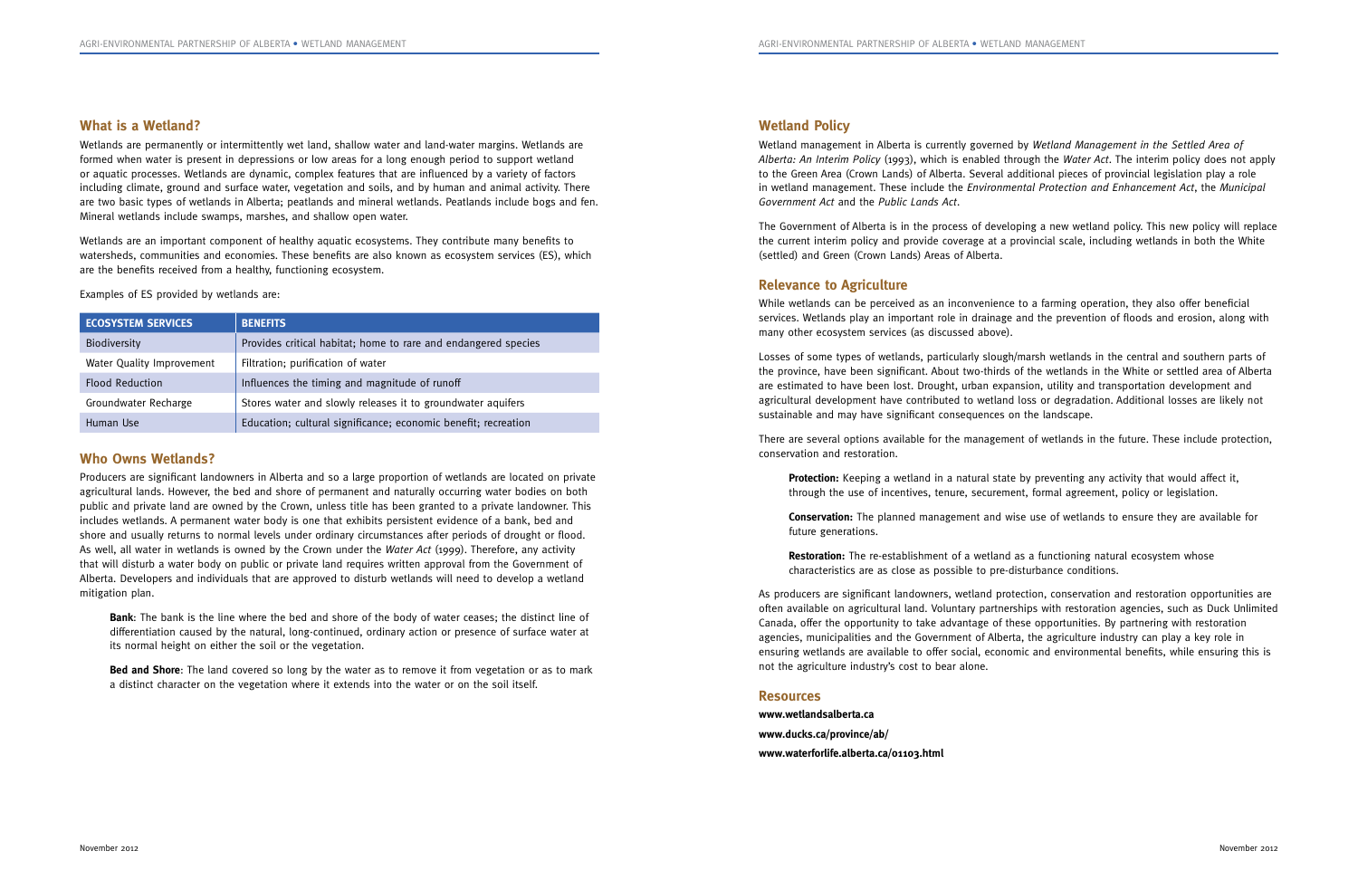## What is a Wetland?

Wetlands are permanently or intermittently wet land, shallow water and land-water margins. Wetlands are formed when water is present in depressions or low areas for a long enough period to support wetland or aquatic processes. Wetlands are dynamic, complex features that are influenced by a variety of factors including climate, ground and surface water, vegetation and soils, and by human and animal activity. There are two basic types of wetlands in Alberta; peatlands and mineral wetlands. Peatlands include bogs and fen. Mineral wetlands include swamps, marshes, and shallow open water.

Wetlands are an important component of healthy aquatic ecosystems. They contribute many benefits to watersheds, communities and economies. These benefits are also known as ecosystem services (ES), which are the benefits received from a healthy, functioning ecosystem.

Examples of ES provided by wetlands are:

| ECOSYSTEM SERVICES | BENEFITS |
|---|---|
| Biodiversity | Provides critical habitat; home to rare and endangered species |
| Water Quality Improvement | Filtration; purification of water |
| Flood Reduction | Influences the timing and magnitude of runoff |
| Groundwater Recharge | Stores water and slowly releases it to groundwater aquifers |
| Human Use | Education; cultural significance; economic benefit; recreation |

## Who Owns Wetlands?

Producers are significant landowners in Alberta and so a large proportion of wetlands are located on private agricultural lands. However, the bed and shore of permanent and naturally occurring water bodies on both public and private land are owned by the Crown, unless title has been granted to a private landowner. This includes wetlands. A permanent water body is one that exhibits persistent evidence of a bank, bed and shore and usually returns to normal levels under ordinary circumstances after periods of drought or flood. As well, all water in wetlands is owned by the Crown under the *Water Act* (1999). Therefore, any activity that will disturb a water body on public or private land requires written approval from the Government of Alberta. Developers and individuals that are approved to disturb wetlands will need to develop a wetland mitigation plan.

**Bank**: The bank is the line where the bed and shore of the body of water ceases; the distinct line of differentiation caused by the natural, long-continued, ordinary action or presence of surface water at its normal height on either the soil or the vegetation.

**Bed and Shore**: The land covered so long by the water as to remove it from vegetation or as to mark a distinct character on the vegetation where it extends into the water or on the soil itself.

## Wetland Policy

Wetland management in Alberta is currently governed by *Wetland Management in the Settled Area of Alberta: An Interim Policy* (1993), which is enabled through the *Water Act*. The interim policy does not apply to the Green Area (Crown Lands) of Alberta. Several additional pieces of provincial legislation play a role in wetland management. These include the *Environmental Protection and Enhancement Act*, the *Municipal Government Act* and the *Public Lands Act*.

The Government of Alberta is in the process of developing a new wetland policy. This new policy will replace the current interim policy and provide coverage at a provincial scale, including wetlands in both the White (settled) and Green (Crown Lands) Areas of Alberta.

## Relevance to Agriculture

While wetlands can be perceived as an inconvenience to a farming operation, they also offer beneficial services. Wetlands play an important role in drainage and the prevention of floods and erosion, along with many other ecosystem services (as discussed above).

Losses of some types of wetlands, particularly slough/marsh wetlands in the central and southern parts of the province, have been significant. About two-thirds of the wetlands in the White or settled area of Alberta are estimated to have been lost. Drought, urban expansion, utility and transportation development and agricultural development have contributed to wetland loss or degradation. Additional losses are likely not sustainable and may have significant consequences on the landscape.

There are several options available for the management of wetlands in the future. These include protection, conservation and restoration.

**Protection:** Keeping a wetland in a natural state by preventing any activity that would affect it, through the use of incentives, tenure, securement, formal agreement, policy or legislation.

**Conservation:** The planned management and wise use of wetlands to ensure they are available for future generations.

**Restoration:** The re-establishment of a wetland as a functioning natural ecosystem whose characteristics are as close as possible to pre-disturbance conditions.

As producers are significant landowners, wetland protection, conservation and restoration opportunities are often available on agricultural land. Voluntary partnerships with restoration agencies, such as Duck Unlimited Canada, offer the opportunity to take advantage of these opportunities. By partnering with restoration agencies, municipalities and the Government of Alberta, the agriculture industry can play a key role in ensuring wetlands are available to offer social, economic and environmental benefits, while ensuring this is not the agriculture industry's cost to bear alone.

## Resources

**www.wetlandsalberta.ca**

**www.ducks.ca/province/ab/**

**www.waterforlife.alberta.ca/01103.html**